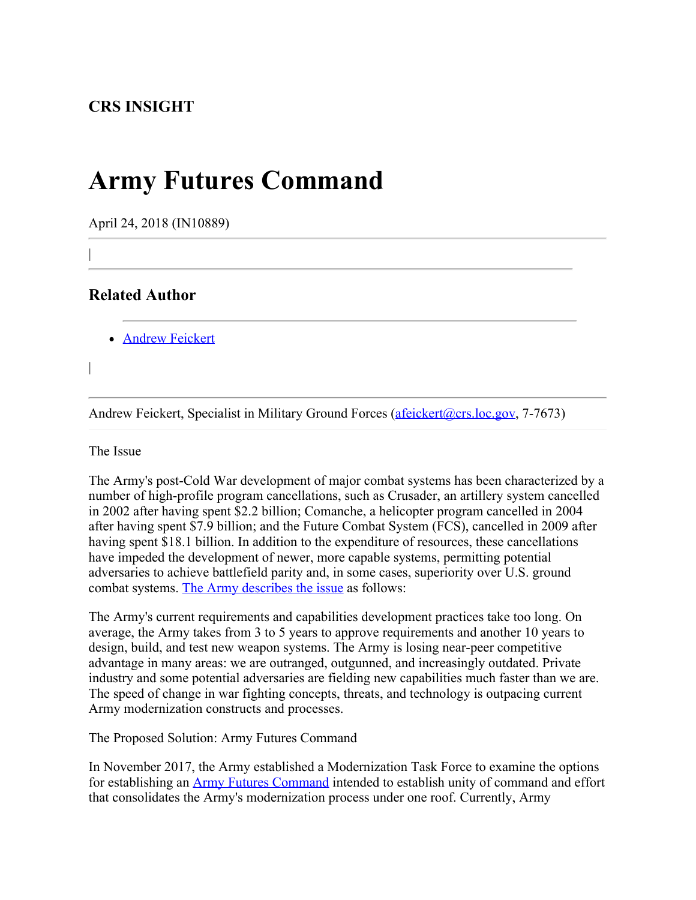**CRS INSIGHT**

# Army Futures Command

April 24, 2018 (IN10889)

|

## Related Author

- Andrew Feickert

|

Andrew Feickert, Specialist in Military Ground Forces (afeickert@crs.loc.gov, 7-7673)

The Issue

The Army's post-Cold War development of major combat systems has been characterized by a number of high-profile program cancellations, such as Crusader, an artillery system cancelled in 2002 after having spent $2.2 billion; Comanche, a helicopter program cancelled in 2004 after having spent $7.9 billion; and the Future Combat System (FCS), cancelled in 2009 after having spent $18.1 billion. In addition to the expenditure of resources, these cancellations have impeded the development of newer, more capable systems, permitting potential adversaries to achieve battlefield parity and, in some cases, superiority over U.S. ground combat systems. The Army describes the issue as follows:

The Army's current requirements and capabilities development practices take too long. On average, the Army takes from 3 to 5 years to approve requirements and another 10 years to design, build, and test new weapon systems. The Army is losing near-peer competitive advantage in many areas: we are outranged, outgunned, and increasingly outdated. Private industry and some potential adversaries are fielding new capabilities much faster than we are. The speed of change in war fighting concepts, threats, and technology is outpacing current Army modernization constructs and processes.

The Proposed Solution: Army Futures Command

In November 2017, the Army established a Modernization Task Force to examine the options for establishing an Army Futures Command intended to establish unity of command and effort that consolidates the Army's modernization process under one roof. Currently, Army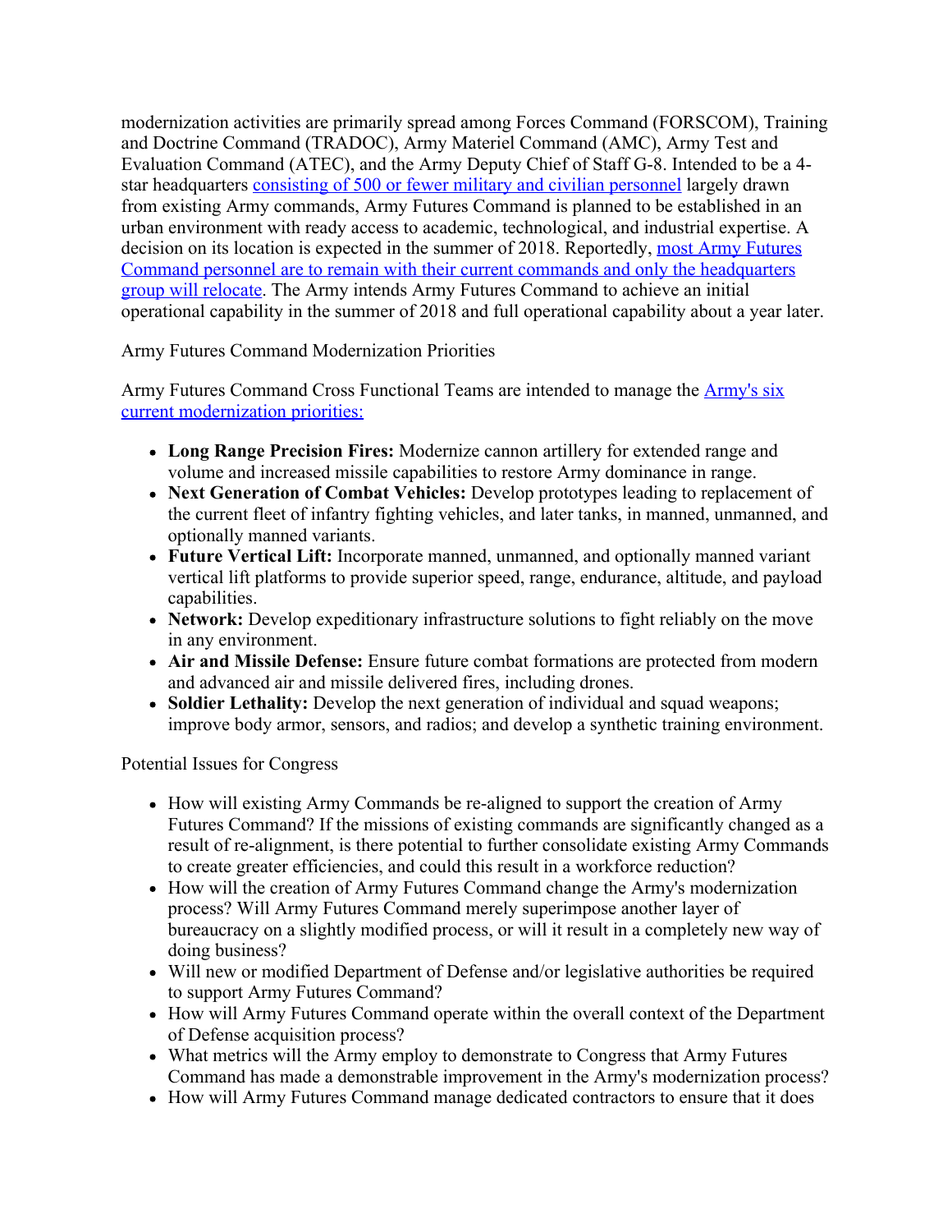modernization activities are primarily spread among Forces Command (FORSCOM), Training and Doctrine Command (TRADOC), Army Materiel Command (AMC), Army Test and Evaluation Command (ATEC), and the Army Deputy Chief of Staff G-8. Intended to be a 4-star headquarters consisting of 500 or fewer military and civilian personnel largely drawn from existing Army commands, Army Futures Command is planned to be established in an urban environment with ready access to academic, technological, and industrial expertise. A decision on its location is expected in the summer of 2018. Reportedly, most Army Futures Command personnel are to remain with their current commands and only the headquarters group will relocate. The Army intends Army Futures Command to achieve an initial operational capability in the summer of 2018 and full operational capability about a year later.

## Army Futures Command Modernization Priorities

Army Futures Command Cross Functional Teams are intended to manage the Army's six current modernization priorities:

- **Long Range Precision Fires:** Modernize cannon artillery for extended range and volume and increased missile capabilities to restore Army dominance in range.
- **Next Generation of Combat Vehicles:** Develop prototypes leading to replacement of the current fleet of infantry fighting vehicles, and later tanks, in manned, unmanned, and optionally manned variants.
- **Future Vertical Lift:** Incorporate manned, unmanned, and optionally manned variant vertical lift platforms to provide superior speed, range, endurance, altitude, and payload capabilities.
- **Network:** Develop expeditionary infrastructure solutions to fight reliably on the move in any environment.
- **Air and Missile Defense:** Ensure future combat formations are protected from modern and advanced air and missile delivered fires, including drones.
- **Soldier Lethality:** Develop the next generation of individual and squad weapons; improve body armor, sensors, and radios; and develop a synthetic training environment.

## Potential Issues for Congress

- How will existing Army Commands be re-aligned to support the creation of Army Futures Command? If the missions of existing commands are significantly changed as a result of re-alignment, is there potential to further consolidate existing Army Commands to create greater efficiencies, and could this result in a workforce reduction?
- How will the creation of Army Futures Command change the Army's modernization process? Will Army Futures Command merely superimpose another layer of bureaucracy on a slightly modified process, or will it result in a completely new way of doing business?
- Will new or modified Department of Defense and/or legislative authorities be required to support Army Futures Command?
- How will Army Futures Command operate within the overall context of the Department of Defense acquisition process?
- What metrics will the Army employ to demonstrate to Congress that Army Futures Command has made a demonstrable improvement in the Army's modernization process?
- How will Army Futures Command manage dedicated contractors to ensure that it does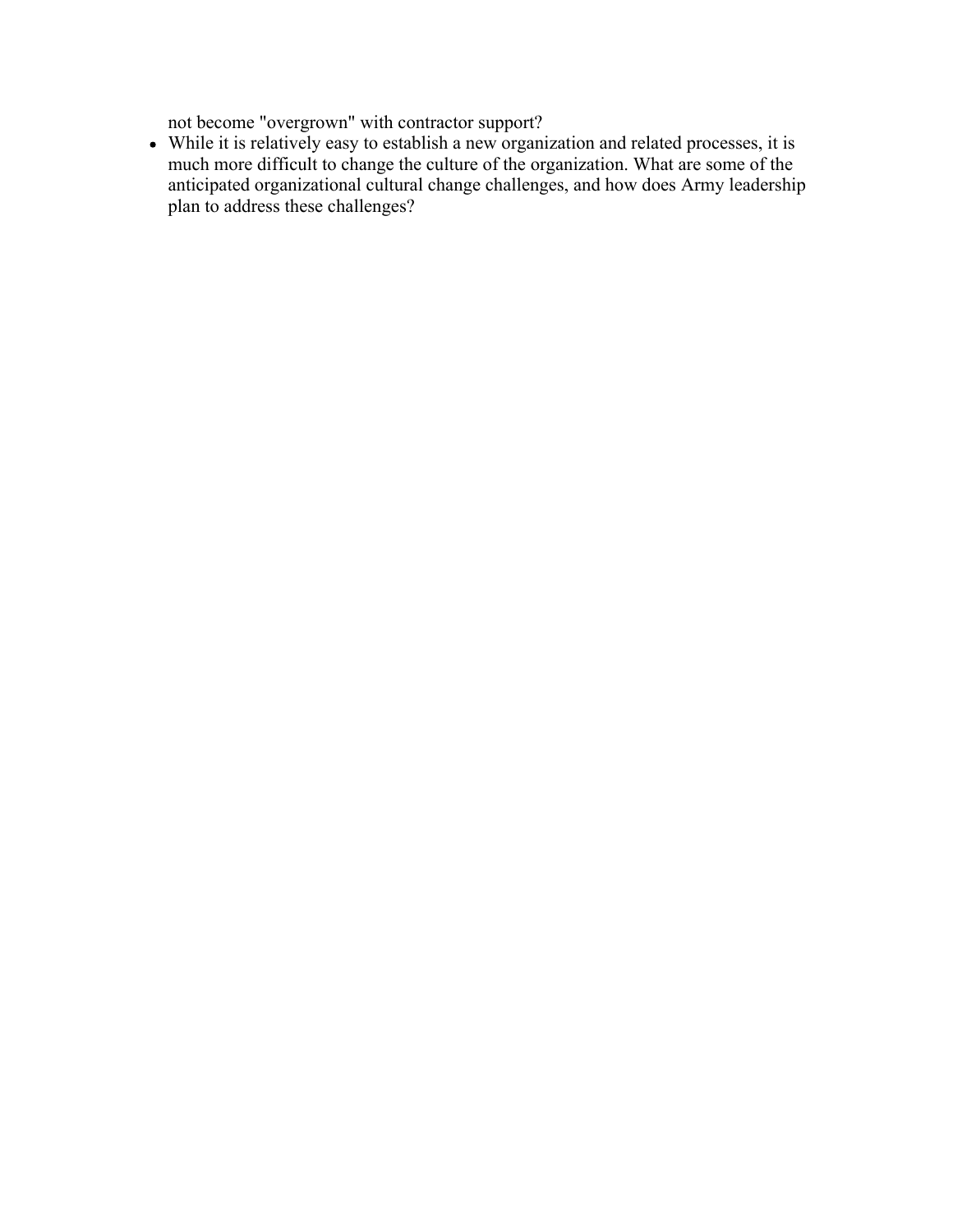not become "overgrown" with contractor support?

- While it is relatively easy to establish a new organization and related processes, it is much more difficult to change the culture of the organization. What are some of the anticipated organizational cultural change challenges, and how does Army leadership plan to address these challenges?